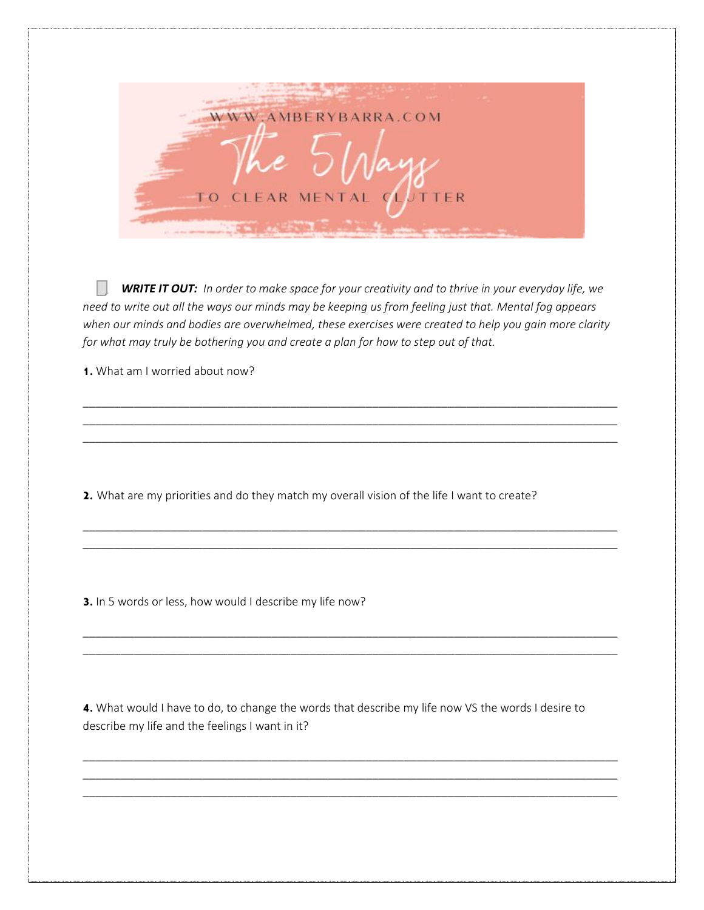WWW.AMBERYBARRA.COM

# The 5 Ways

## TO CLEAR MENTAL CLUTTER

***WRITE IT OUT:*** *In order to make space for your creativity and to thrive in your everyday life, we need to write out all the ways our minds may be keeping us from feeling just that. Mental fog appears when our minds and bodies are overwhelmed, these exercises were created to help you gain more clarity for what may truly be bothering you and create a plan for how to step out of that.*

**1.** What am I worried about now?

___________________________________________________________________________
___________________________________________________________________________
___________________________________________________________________________

**2.** What are my priorities and do they match my overall vision of the life I want to create?

___________________________________________________________________________
___________________________________________________________________________

**3.** In 5 words or less, how would I describe my life now?

___________________________________________________________________________
___________________________________________________________________________

**4.** What would I have to do, to change the words that describe my life now VS the words I desire to describe my life and the feelings I want in it?

___________________________________________________________________________
___________________________________________________________________________
___________________________________________________________________________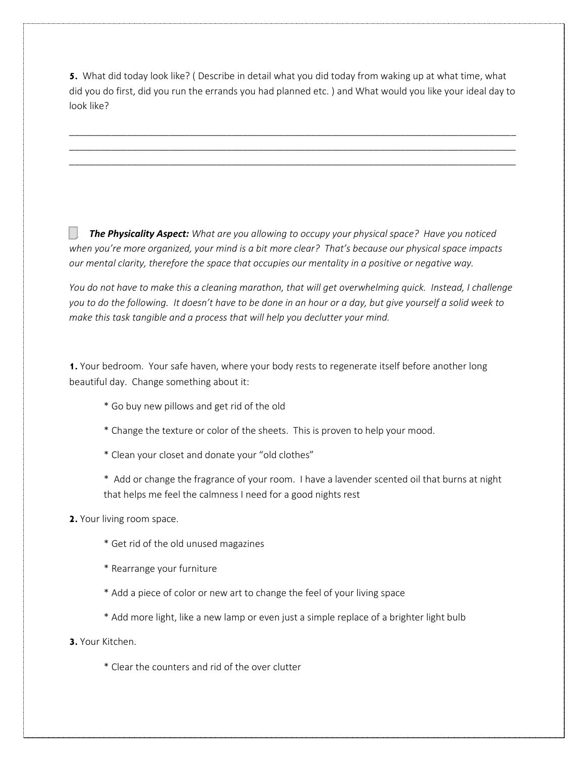**5.** What did today look like? ( Describe in detail what you did today from waking up at what time, what did you do first, did you run the errands you had planned etc. ) and What would you like your ideal day to look like?

\_\_\_\_\_\_\_\_\_\_\_\_\_\_\_\_\_\_\_\_\_\_\_\_\_\_\_\_\_\_\_\_\_\_\_\_\_\_\_\_\_\_\_\_\_\_\_\_\_\_\_\_\_\_\_\_\_\_\_\_\_\_\_\_\_\_\_\_\_\_\_\_\_\_\_\_\_\_\_\_\_\_\_\_

\_\_\_\_\_\_\_\_\_\_\_\_\_\_\_\_\_\_\_\_\_\_\_\_\_\_\_\_\_\_\_\_\_\_\_\_\_\_\_\_\_\_\_\_\_\_\_\_\_\_\_\_\_\_\_\_\_\_\_\_\_\_\_\_\_\_\_\_\_\_\_\_\_\_\_\_\_\_\_\_\_\_\_\_

\_\_\_\_\_\_\_\_\_\_\_\_\_\_\_\_\_\_\_\_\_\_\_\_\_\_\_\_\_\_\_\_\_\_\_\_\_\_\_\_\_\_\_\_\_\_\_\_\_\_\_\_\_\_\_\_\_\_\_\_\_\_\_\_\_\_\_\_\_\_\_\_\_\_\_\_\_\_\_\_\_\_\_\_

***The Physicality Aspect:*** *What are you allowing to occupy your physical space? Have you noticed when you're more organized, your mind is a bit more clear? That's because our physical space impacts our mental clarity, therefore the space that occupies our mentality in a positive or negative way.*

*You do not have to make this a cleaning marathon, that will get overwhelming quick. Instead, I challenge you to do the following. It doesn't have to be done in an hour or a day, but give yourself a solid week to make this task tangible and a process that will help you declutter your mind.*

**1.** Your bedroom. Your safe haven, where your body rests to regenerate itself before another long beautiful day. Change something about it:

* Go buy new pillows and get rid of the old
* Change the texture or color of the sheets. This is proven to help your mood.
* Clean your closet and donate your "old clothes"
* Add or change the fragrance of your room. I have a lavender scented oil that burns at night that helps me feel the calmness I need for a good nights rest

**2.** Your living room space.

* Get rid of the old unused magazines
* Rearrange your furniture
* Add a piece of color or new art to change the feel of your living space
* Add more light, like a new lamp or even just a simple replace of a brighter light bulb

**3.** Your Kitchen.

* Clear the counters and rid of the over clutter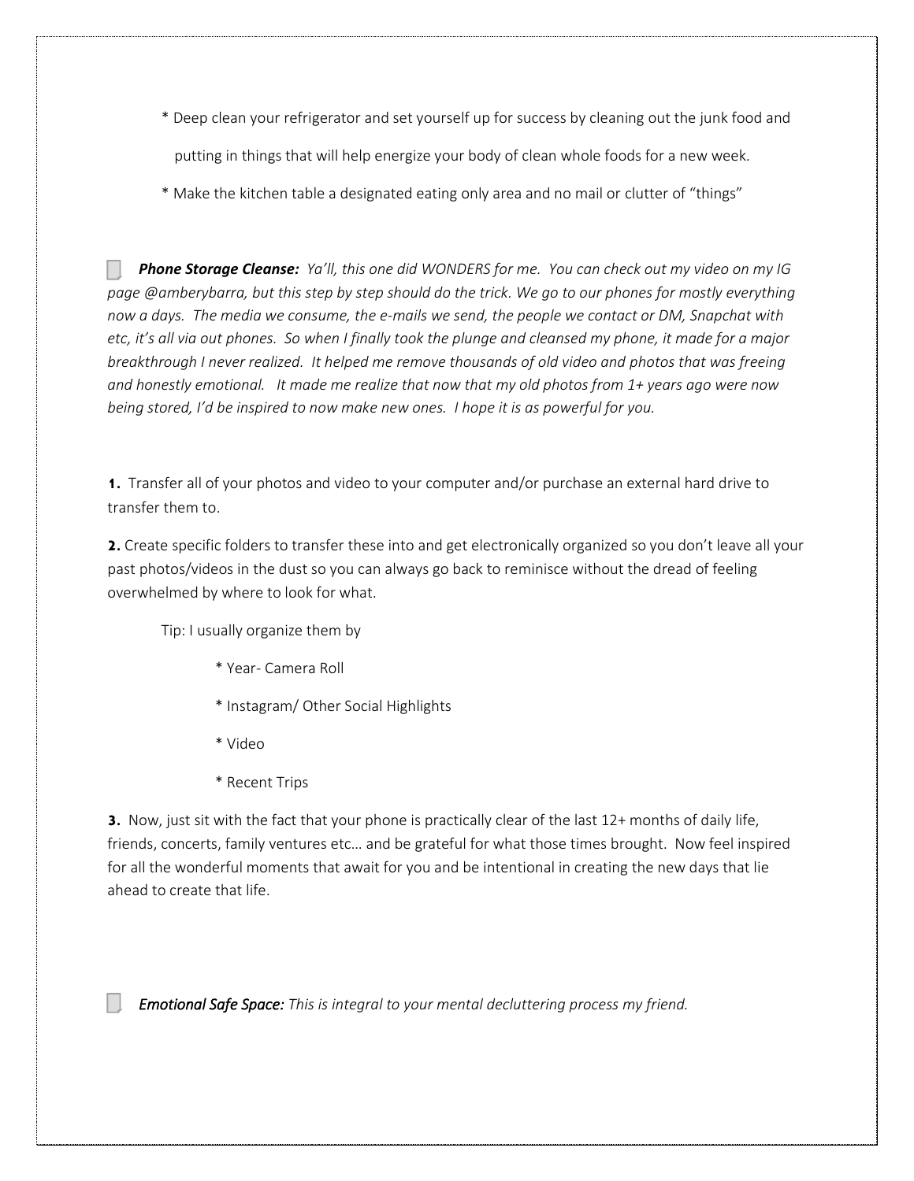* Deep clean your refrigerator and set yourself up for success by cleaning out the junk food and putting in things that will help energize your body of clean whole foods for a new week.

* Make the kitchen table a designated eating only area and no mail or clutter of "things"

☐ ***Phone Storage Cleanse:*** *Ya'll, this one did WONDERS for me. You can check out my video on my IG page @amberybarra, but this step by step should do the trick. We go to our phones for mostly everything now a days. The media we consume, the e-mails we send, the people we contact or DM, Snapchat with etc, it's all via out phones. So when I finally took the plunge and cleansed my phone, it made for a major breakthrough I never realized. It helped me remove thousands of old video and photos that was freeing and honestly emotional. It made me realize that now that my old photos from 1+ years ago were now being stored, I'd be inspired to now make new ones. I hope it is as powerful for you.*

**1.** Transfer all of your photos and video to your computer and/or purchase an external hard drive to transfer them to.

**2.** Create specific folders to transfer these into and get electronically organized so you don't leave all your past photos/videos in the dust so you can always go back to reminisce without the dread of feeling overwhelmed by where to look for what.

Tip: I usually organize them by

* Year- Camera Roll
* Instagram/ Other Social Highlights
* Video
* Recent Trips

**3.** Now, just sit with the fact that your phone is practically clear of the last 12+ months of daily life, friends, concerts, family ventures etc… and be grateful for what those times brought. Now feel inspired for all the wonderful moments that await for you and be intentional in creating the new days that lie ahead to create that life.

☐ ***Emotional Safe Space:*** *This is integral to your mental decluttering process my friend.*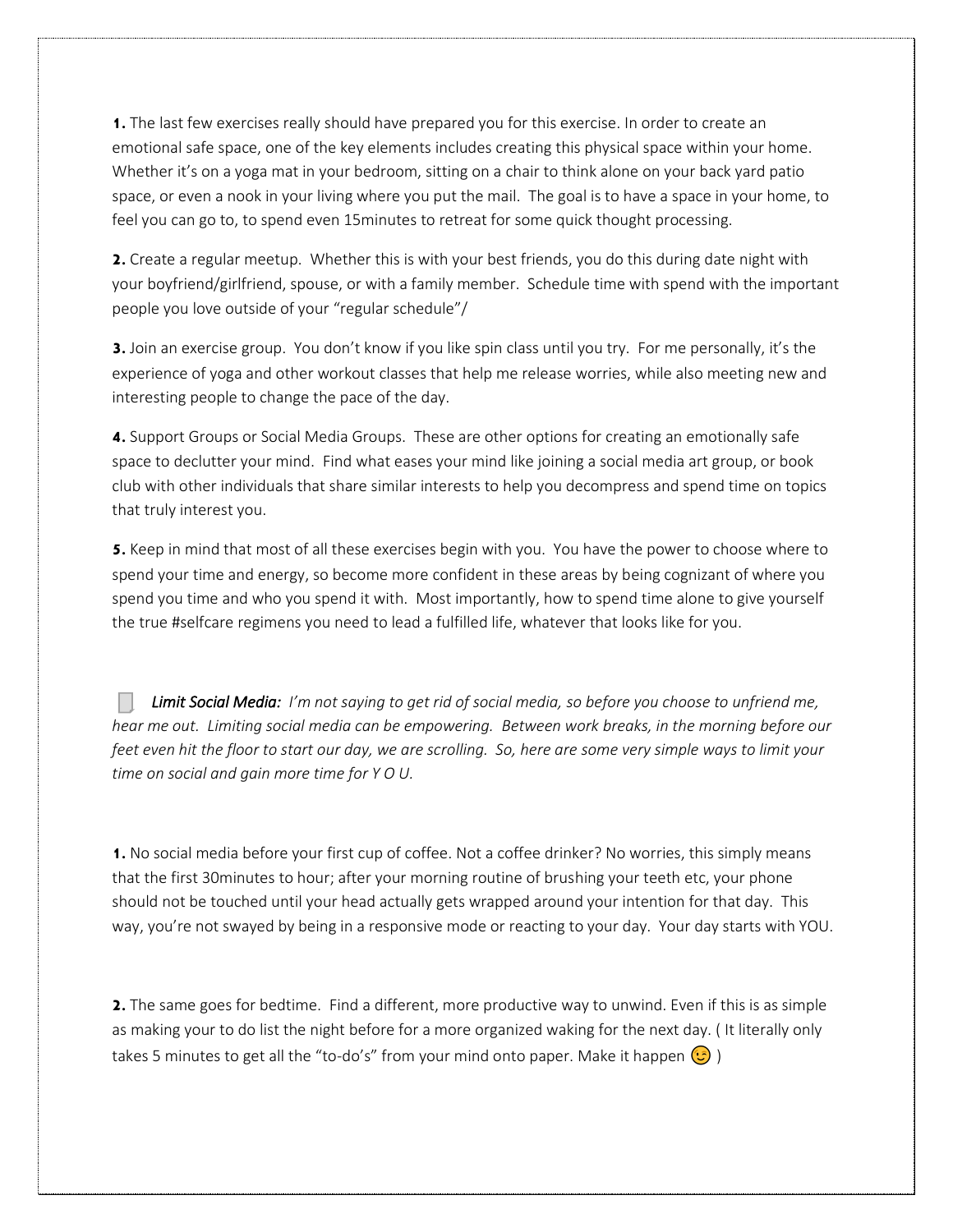**1.** The last few exercises really should have prepared you for this exercise. In order to create an emotional safe space, one of the key elements includes creating this physical space within your home. Whether it's on a yoga mat in your bedroom, sitting on a chair to think alone on your back yard patio space, or even a nook in your living where you put the mail. The goal is to have a space in your home, to feel you can go to, to spend even 15minutes to retreat for some quick thought processing.

**2.** Create a regular meetup. Whether this is with your best friends, you do this during date night with your boyfriend/girlfriend, spouse, or with a family member. Schedule time with spend with the important people you love outside of your "regular schedule"/

**3.** Join an exercise group. You don't know if you like spin class until you try. For me personally, it's the experience of yoga and other workout classes that help me release worries, while also meeting new and interesting people to change the pace of the day.

**4.** Support Groups or Social Media Groups. These are other options for creating an emotionally safe space to declutter your mind. Find what eases your mind like joining a social media art group, or book club with other individuals that share similar interests to help you decompress and spend time on topics that truly interest you.

**5.** Keep in mind that most of all these exercises begin with you. You have the power to choose where to spend your time and energy, so become more confident in these areas by being cognizant of where you spend you time and who you spend it with. Most importantly, how to spend time alone to give yourself the true #selfcare regimens you need to lead a fulfilled life, whatever that looks like for you.

- [ ] ***Limit Social Media:*** *I'm not saying to get rid of social media, so before you choose to unfriend me, hear me out. Limiting social media can be empowering. Between work breaks, in the morning before our feet even hit the floor to start our day, we are scrolling. So, here are some very simple ways to limit your time on social and gain more time for Y O U.*

**1.** No social media before your first cup of coffee. Not a coffee drinker? No worries, this simply means that the first 30minutes to hour; after your morning routine of brushing your teeth etc, your phone should not be touched until your head actually gets wrapped around your intention for that day. This way, you're not swayed by being in a responsive mode or reacting to your day. Your day starts with YOU.

**2.** The same goes for bedtime. Find a different, more productive way to unwind. Even if this is as simple as making your to do list the night before for a more organized waking for the next day. ( It literally only takes 5 minutes to get all the "to-do's" from your mind onto paper. Make it happen 😉 )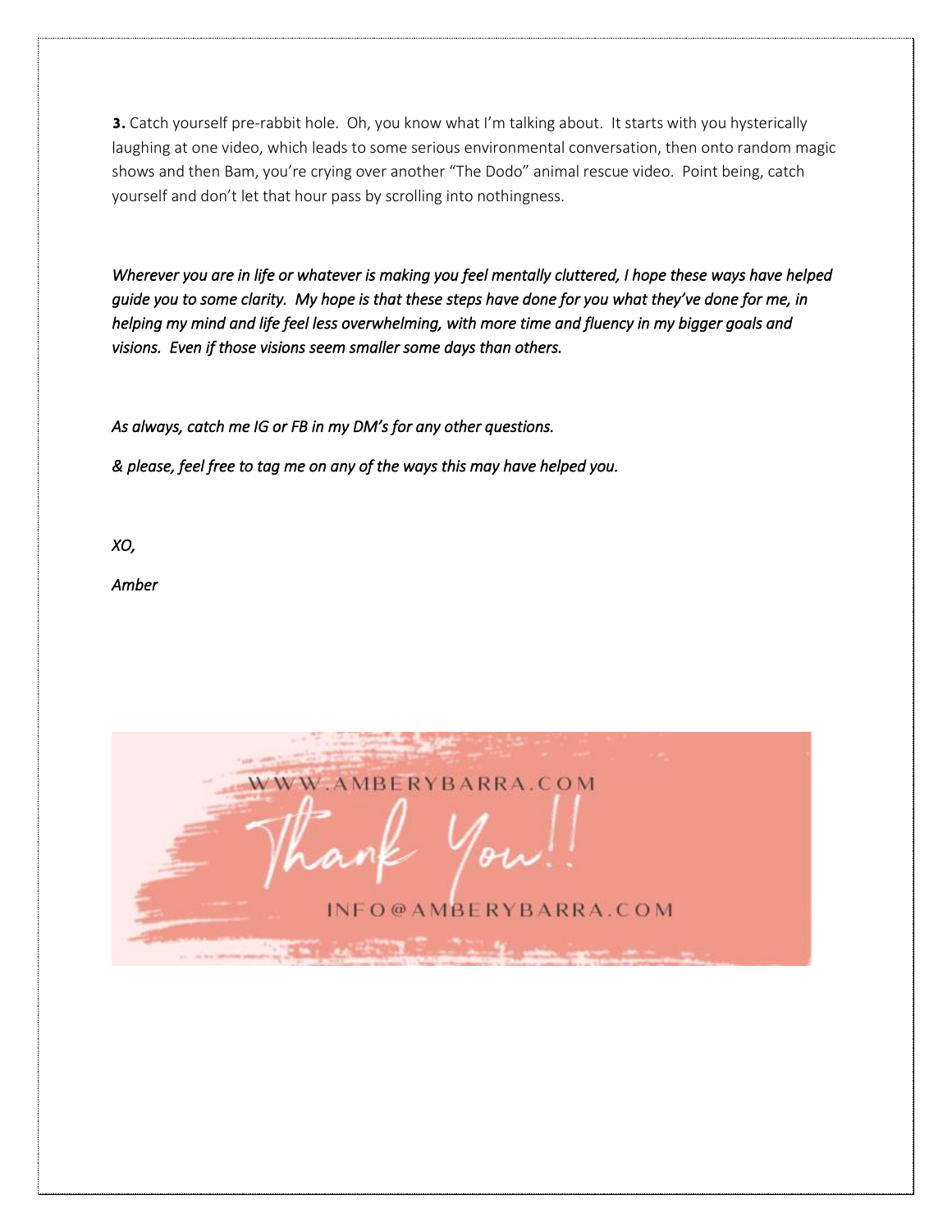**3.** Catch yourself pre-rabbit hole. Oh, you know what I'm talking about. It starts with you hysterically laughing at one video, which leads to some serious environmental conversation, then onto random magic shows and then Bam, you're crying over another "The Dodo" animal rescue video. Point being, catch yourself and don't let that hour pass by scrolling into nothingness.

*Wherever you are in life or whatever is making you feel mentally cluttered, I hope these ways have helped guide you to some clarity. My hope is that these steps have done for you what they've done for me, in helping my mind and life feel less overwhelming, with more time and fluency in my bigger goals and visions. Even if those visions seem smaller some days than others.*

*As always, catch me IG or FB in my DM's for any other questions.*

*& please, feel free to tag me on any of the ways this may have helped you.*

*XO,*

*Amber*

WWW.AMBERYBARRA.COM

Thank You!!

INFO@AMBERYBARRA.COM